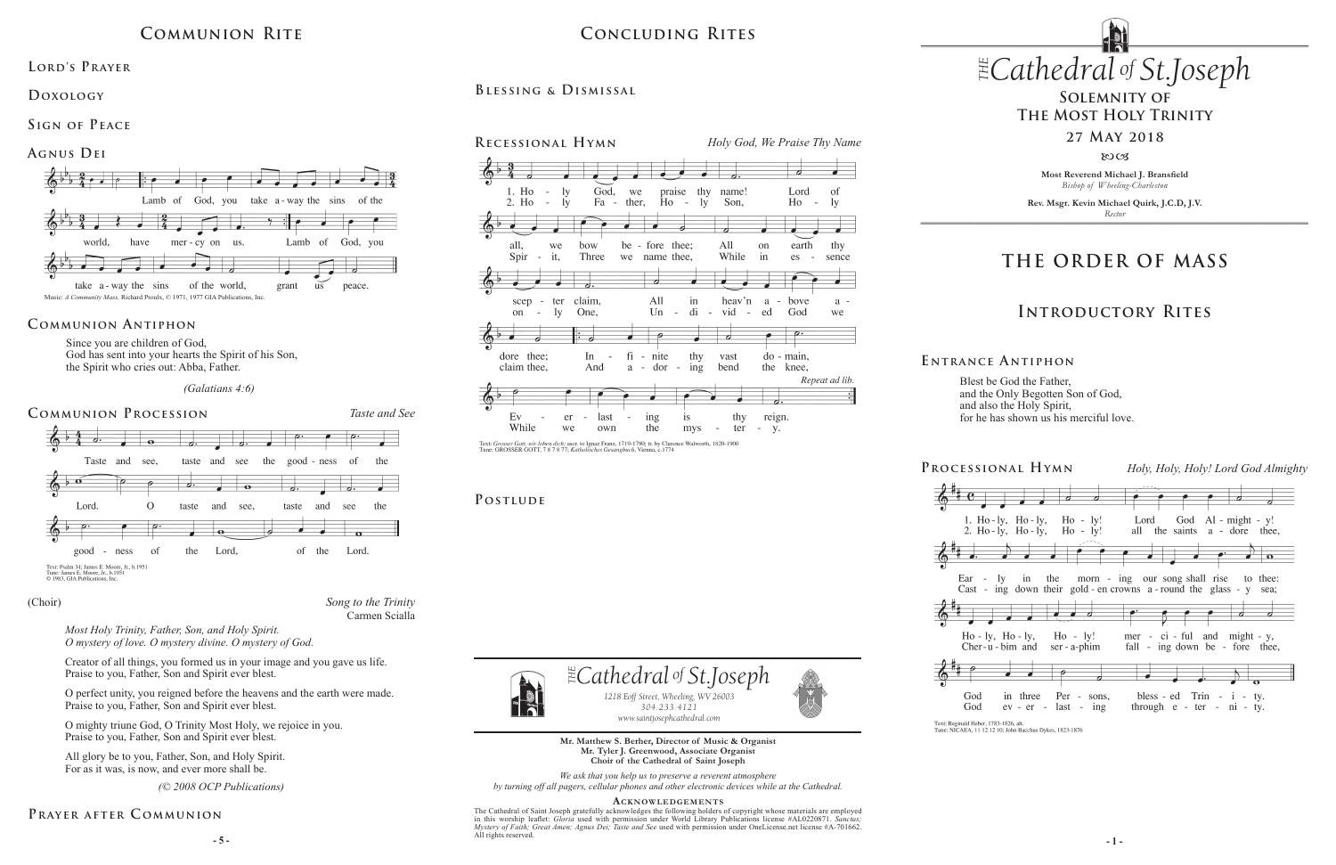## Communion Rite

### Lord's Prayer

### Doxology

### Sign of Peace

### Agnus Dei

Lamb of God, you take away the sins of the world, have mercy on us. Lamb of God, you take away the sins of the world, grant us peace.

Music: *A Community Mass*, Richard Proulx, © 1971, 1977 GIA Publications, Inc.

### Communion Antiphon

Since you are children of God,
God has sent into your hearts the Spirit of his Son,
the Spirit who cries out: Abba, Father.

*(Galatians 4:6)*

### Communion Procession

*Taste and See*

Taste and see, taste and see the goodness of the Lord. O taste and see, taste and see the goodness of the Lord, of the Lord.

Text: Psalm 34; James E. Moore, Jr., b.1951
Tune: James E. Moore, Jr., b.1951
© 1983, GIA Publications, Inc.

(Choir) *Song to the Trinity*
Carmen Scialla

*Most Holy Trinity, Father, Son, and Holy Spirit.*
*O mystery of love. O mystery divine. O mystery of God.*

Creator of all things, you formed us in your image and you gave us life.
Praise to you, Father, Son and Spirit ever blest.

O perfect unity, you reigned before the heavens and the earth were made.
Praise to you, Father, Son and Spirit ever blest.

O mighty triune God, O Trinity Most Holy, we rejoice in you.
Praise to you, Father, Son and Spirit ever blest.

All glory be to you, Father, Son, and Holy Spirit.
For as it was, is now, and ever more shall be.

*(© 2008 OCP Publications)*

### Prayer after Communion

## Concluding Rites

### Blessing & Dismissal

### Recessional Hymn

*Holy God, We Praise Thy Name*

1. Holy God, we praise thy name! Lord of all, we bow before thee; All on earth thy scepter claim, All in heav'n above adore thee; Infinite thy vast domain, Everlasting is thy reign.

2. Holy Father, Holy Son, Holy Spirit, Three we name thee, While in essence only One, Undivided God we claim thee, And adoring bend the knee, While we own the mystery.

*Repeat ad lib.*

Text: *Grosser Gott, wir loben dich*; ascr. to Ignaz Franz, 1719-1790; tr. by Clarence Walworth, 1820-1900
Tune: GROSSER GOTT, 7 8 7 8 77; *Katholisches Gesangbuch*, Vienna, c.1774

### Postlude

*The Cathedral of St. Joseph*
1218 Eoff Street, Wheeling, WV 26003
304.233.4121
www.saintjosephcathedral.com

**Mr. Matthew S. Berher, Director of Music & Organist**
**Mr. Tyler J. Greenwood, Associate Organist**
**Choir of the Cathedral of Saint Joseph**

*We ask that you help us to preserve a reverent atmosphere by turning off all pagers, cellular phones and other electronic devices while at the Cathedral.*

### Acknowledgements

The Cathedral of Saint Joseph gratefully acknowledges the following holders of copyright whose materials are employed in this worship leaflet: *Gloria* used with permission under World Library Publications license #AL0220871. *Sanctus; Mystery of Faith; Great Amen; Agnus Dei; Taste and See* used with permission under OneLicense.net license #A-701662. All rights reserved.

# *The Cathedral of St. Joseph*

## Solemnity of The Most Holy Trinity

## 27 May 2018

**Most Reverend Michael J. Bransfield**
*Bishop of Wheeling-Charleston*

**Rev. Msgr. Kevin Michael Quirk, J.C.D, J.V.**
*Rector*

# The Order of Mass

## Introductory Rites

### Entrance Antiphon

Blest be God the Father,
and the Only Begotten Son of God,
and also the Holy Spirit,
for he has shown us his merciful love.

### Processional Hymn

*Holy, Holy, Holy! Lord God Almighty*

1. Holy, Holy, Holy! Lord God Almighty! Early in the morning our song shall rise to thee: Holy, Holy, Holy! merciful and mighty, God in three Persons, blessed Trinity.

2. Holy, Holy, Holy! all the saints adore thee, Casting down their golden crowns around the glassy sea; Cherubim and seraphim falling down before thee, God everlasting through eternity.

Text: Reginald Heber, 1783-1826, alt.
Tune: NICAEA, 11 12 12 10; John Bacchus Dykes, 1823-1876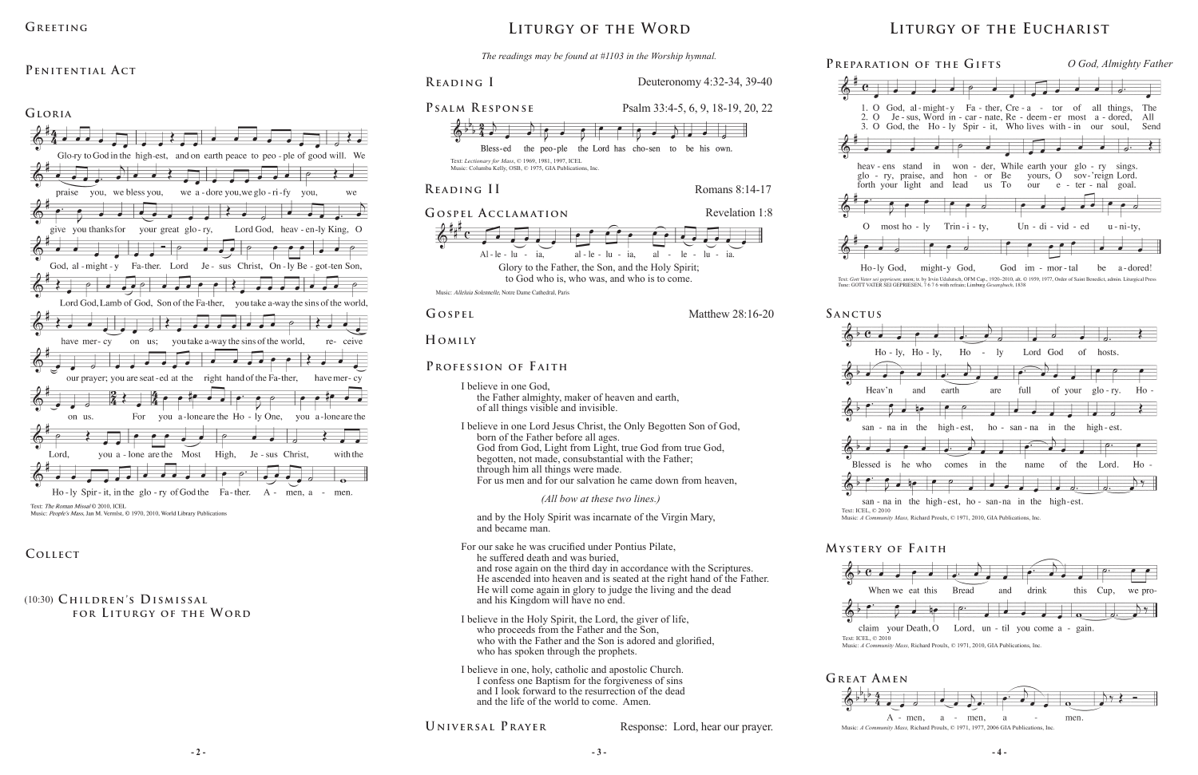## Greeting

## Penitential Act

## Gloria

Glo-ry to God in the high-est, and on earth peace to peo-ple of good will. We praise you, we bless you, we a-dore you, we glo-ri-fy you, we give you thanks for your great glo-ry, Lord God, heav-en-ly King, O God, al-might-y Fa-ther. Lord Je-sus Christ, On-ly Be-got-ten Son, Lord God, Lamb of God, Son of the Fa-ther, you take a-way the sins of the world, have mer-cy on us; you take a-way the sins of the world, re-ceive our prayer; you are seat-ed at the right hand of the Fa-ther, have mer-cy on us. For you a-lone are the Ho-ly One, you a-lone are the Lord, you a-lone are the Most High, Je-sus Christ, with the Ho-ly Spir-it, in the glo-ry of God the Fa-ther. A-men, a-men.

Text: *The Roman Missal* © 2010, ICEL
Music: *People's Mass*, Jan M. Vermulst, © 1970, 2010, World Library Publications

## Collect

## (10:30) Children's Dismissal for Liturgy of the Word

# Liturgy of the Word

*The readings may be found at #1103 in the Worship hymnal.*

## Reading I

Deuteronomy 4:32-34, 39-40

## Psalm Response

Psalm 33:4-5, 6, 9, 18-19, 20, 22

Bless-ed the peo-ple the Lord has cho-sen to be his own.

Text: *Lectionary for Mass*, © 1969, 1981, 1997, ICEL
Music: Columba Kelly, OSB, © 1975, GIA Publications, Inc.

## Reading II

Romans 8:14-17

## Gospel Acclamation

Revelation 1:8

Al-le-lu-ia, al-le-lu-ia, al-le-lu-ia.

Glory to the Father, the Son, and the Holy Spirit;
to God who is, who was, and who is to come.

Music: *Alleluia Solennelle*, Notre Dame Cathedral, Paris

## Gospel

Matthew 28:16-20

## Homily

## Profession of Faith

I believe in one God,
the Father almighty, maker of heaven and earth,
of all things visible and invisible.

I believe in one Lord Jesus Christ, the Only Begotten Son of God,
born of the Father before all ages.
God from God, Light from Light, true God from true God,
begotten, not made, consubstantial with the Father;
through him all things were made.
For us men and for our salvation he came down from heaven,

*(All bow at these two lines.)*

and by the Holy Spirit was incarnate of the Virgin Mary,
and became man.

For our sake he was crucified under Pontius Pilate,
he suffered death and was buried,
and rose again on the third day in accordance with the Scriptures.
He ascended into heaven and is seated at the right hand of the Father.
He will come again in glory to judge the living and the dead
and his Kingdom will have no end.

I believe in the Holy Spirit, the Lord, the giver of life,
who proceeds from the Father and the Son,
who with the Father and the Son is adored and glorified,
who has spoken through the prophets.

I believe in one, holy, catholic and apostolic Church.
I confess one Baptism for the forgiveness of sins
and I look forward to the resurrection of the dead
and the life of the world to come. Amen.

## Universal Prayer

Response: Lord, hear our prayer.

# Liturgy of the Eucharist

## Preparation of the Gifts

*O God, Almighty Father*

1. O God, al-might-y Fa-ther, Cre-a-tor of all things, The heav-ens stand in won-der, While earth your glo-ry sings.
2. O Je-sus, Word in-car-nate, Re-deem-er most a-dored, All glo-ry, praise, and hon-or Be yours, O sov-'reign Lord.
3. O God, the Ho-ly Spir-it, Who lives with-in our soul, Send forth your light and lead us To our e-ter-nal goal.

O most ho-ly Trin-i-ty, Un-di-vid-ed u-ni-ty, Ho-ly God, might-y God, God im-mor-tal be a-dored!

Text: *Gott Vater sei gepriesen*, anon; tr. by Irvin Udulutsch, OFM Cap., 1920–2010, alt. © 1959, 1977, Order of Saint Benedict, admin. Liturgical Press
Tune: GOTT VATER SEI GEPRIESEN, 7 6 7 6 with refrain; Limburg *Gesangbuch*, 1838

## Sanctus

Ho-ly, Ho-ly, Ho-ly Lord God of hosts. Heav'n and earth are full of your glo-ry. Ho-san-na in the high-est, ho-san-na in the high-est. Blessed is he who comes in the name of the Lord. Ho-san-na in the high-est, ho-san-na in the high-est.

Text: ICEL, © 2010
Music: *A Community Mass*, Richard Proulx, © 1971, 2010, GIA Publications, Inc.

## Mystery of Faith

When we eat this Bread and drink this Cup, we pro-claim your Death, O Lord, un-til you come a-gain.

Text: ICEL, © 2010
Music: *A Community Mass*, Richard Proulx, © 1971, 2010, GIA Publications, Inc.

## Great Amen

A-men, a-men, a-men.

Music: *A Community Mass*, Richard Proulx, © 1971, 1977, 2006 GIA Publications, Inc.